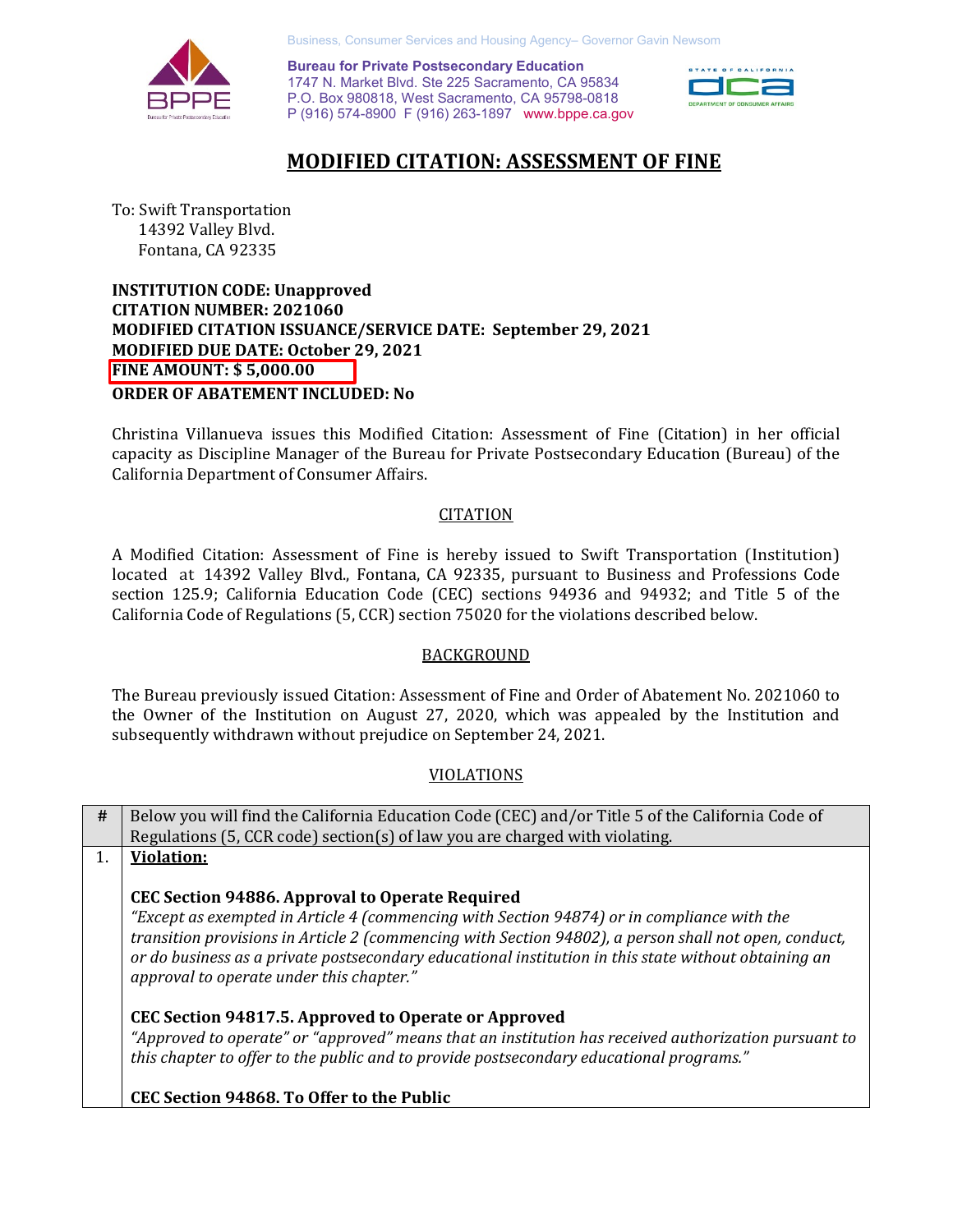Business, Consumer Services and Housing Agency– Governor Gavin Newsom

**Bureau for Private Postsecondary Education**
1747 N. Market Blvd. Ste 225 Sacramento, CA 95834
P.O. Box 980818, West Sacramento, CA 95798-0818
P (916) 574-8900 F (916) 263-1897 www.bppe.ca.gov

# MODIFIED CITATION: ASSESSMENT OF FINE

To: Swift Transportation
14392 Valley Blvd.
Fontana, CA 92335

**INSTITUTION CODE: Unapproved**
**CITATION NUMBER: 2021060**
**MODIFIED CITATION ISSUANCE/SERVICE DATE: September 29, 2021**
**MODIFIED DUE DATE: October 29, 2021**
**FINE AMOUNT: $ 5,000.00**
**ORDER OF ABATEMENT INCLUDED: No**

Christina Villanueva issues this Modified Citation: Assessment of Fine (Citation) in her official capacity as Discipline Manager of the Bureau for Private Postsecondary Education (Bureau) of the California Department of Consumer Affairs.

## CITATION

A Modified Citation: Assessment of Fine is hereby issued to Swift Transportation (Institution) located at 14392 Valley Blvd., Fontana, CA 92335, pursuant to Business and Professions Code section 125.9; California Education Code (CEC) sections 94936 and 94932; and Title 5 of the California Code of Regulations (5, CCR) section 75020 for the violations described below.

## BACKGROUND

The Bureau previously issued Citation: Assessment of Fine and Order of Abatement No. 2021060 to the Owner of the Institution on August 27, 2020, which was appealed by the Institution and subsequently withdrawn without prejudice on September 24, 2021.

## VIOLATIONS

| # | Below you will find the California Education Code (CEC) and/or Title 5 of the California Code of Regulations (5, CCR code) section(s) of law you are charged with violating. |
|---|---|
| 1. | **Violation:**<br><br>**CEC Section 94886. Approval to Operate Required**<br>*"Except as exempted in Article 4 (commencing with Section 94874) or in compliance with the transition provisions in Article 2 (commencing with Section 94802), a person shall not open, conduct, or do business as a private postsecondary educational institution in this state without obtaining an approval to operate under this chapter."*<br><br>**CEC Section 94817.5. Approved to Operate or Approved**<br>*"Approved to operate" or "approved" means that an institution has received authorization pursuant to this chapter to offer to the public and to provide postsecondary educational programs."*<br><br>**CEC Section 94868. To Offer to the Public** |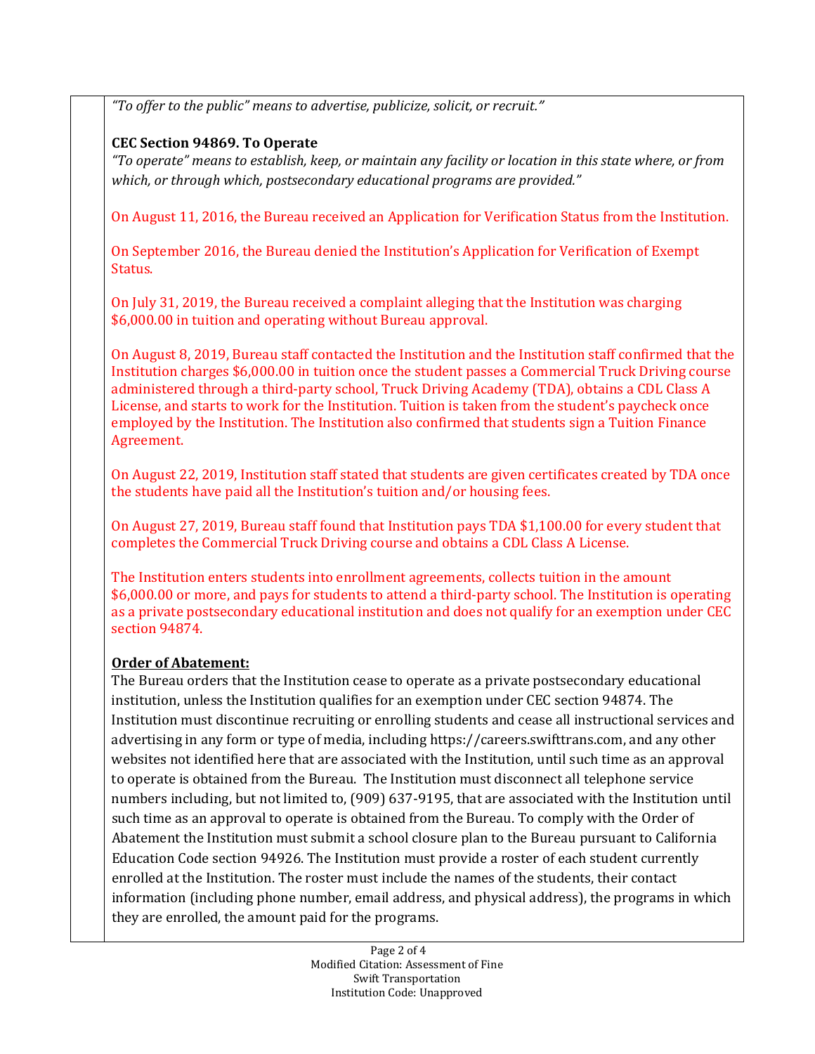*"To offer to the public" means to advertise, publicize, solicit, or recruit."*

**CEC Section 94869. To Operate**

*"To operate" means to establish, keep, or maintain any facility or location in this state where, or from which, or through which, postsecondary educational programs are provided."*

On August 11, 2016, the Bureau received an Application for Verification Status from the Institution.

On September 2016, the Bureau denied the Institution's Application for Verification of Exempt Status.

On July 31, 2019, the Bureau received a complaint alleging that the Institution was charging $6,000.00 in tuition and operating without Bureau approval.

On August 8, 2019, Bureau staff contacted the Institution and the Institution staff confirmed that the Institution charges $6,000.00 in tuition once the student passes a Commercial Truck Driving course administered through a third-party school, Truck Driving Academy (TDA), obtains a CDL Class A License, and starts to work for the Institution. Tuition is taken from the student's paycheck once employed by the Institution. The Institution also confirmed that students sign a Tuition Finance Agreement.

On August 22, 2019, Institution staff stated that students are given certificates created by TDA once the students have paid all the Institution's tuition and/or housing fees.

On August 27, 2019, Bureau staff found that Institution pays TDA $1,100.00 for every student that completes the Commercial Truck Driving course and obtains a CDL Class A License.

The Institution enters students into enrollment agreements, collects tuition in the amount $6,000.00 or more, and pays for students to attend a third-party school. The Institution is operating as a private postsecondary educational institution and does not qualify for an exemption under CEC section 94874.

**Order of Abatement:**

The Bureau orders that the Institution cease to operate as a private postsecondary educational institution, unless the Institution qualifies for an exemption under CEC section 94874. The Institution must discontinue recruiting or enrolling students and cease all instructional services and advertising in any form or type of media, including https://careers.swifttrans.com, and any other websites not identified here that are associated with the Institution, until such time as an approval to operate is obtained from the Bureau. The Institution must disconnect all telephone service numbers including, but not limited to, (909) 637-9195, that are associated with the Institution until such time as an approval to operate is obtained from the Bureau. To comply with the Order of Abatement the Institution must submit a school closure plan to the Bureau pursuant to California Education Code section 94926. The Institution must provide a roster of each student currently enrolled at the Institution. The roster must include the names of the students, their contact information (including phone number, email address, and physical address), the programs in which they are enrolled, the amount paid for the programs.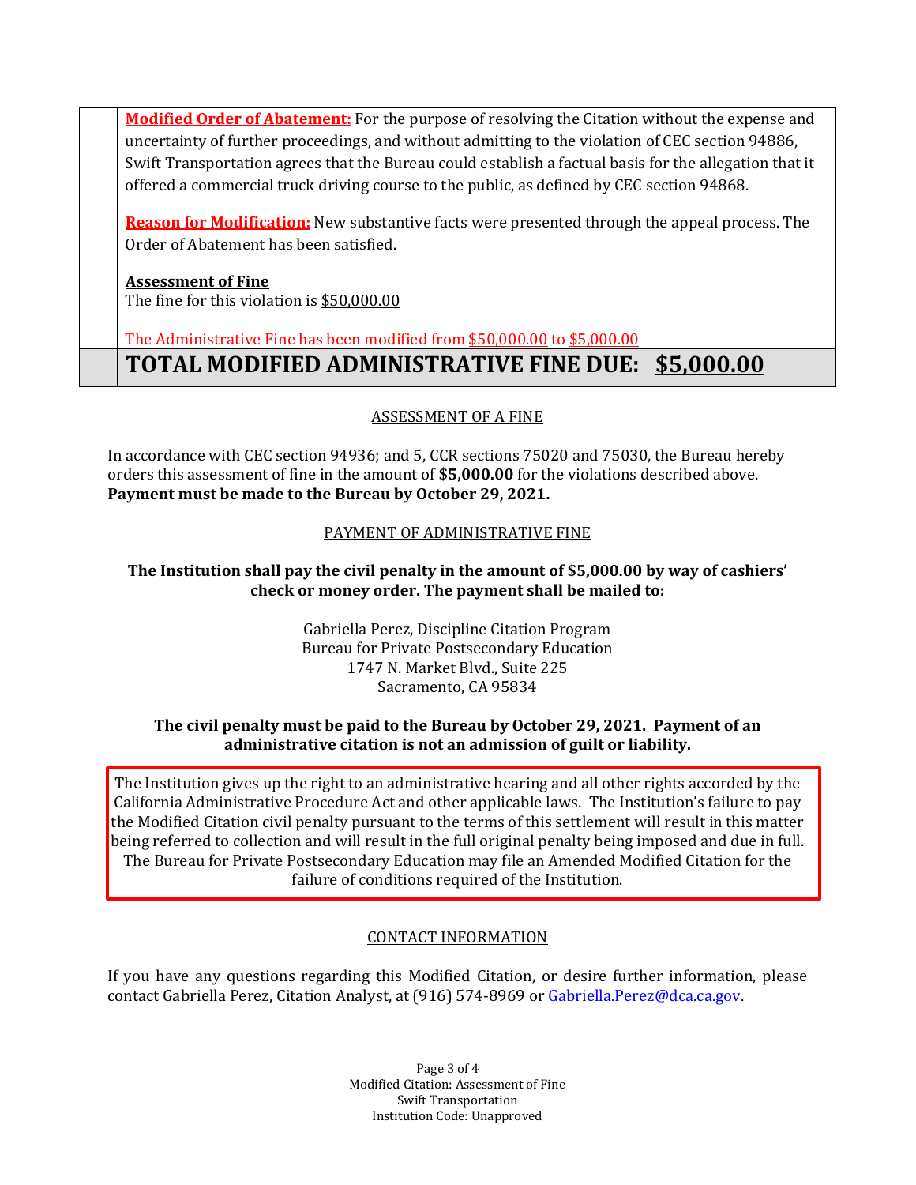**Modified Order of Abatement:** For the purpose of resolving the Citation without the expense and uncertainty of further proceedings, and without admitting to the violation of CEC section 94886, Swift Transportation agrees that the Bureau could establish a factual basis for the allegation that it offered a commercial truck driving course to the public, as defined by CEC section 94868.

**Reason for Modification:** New substantive facts were presented through the appeal process. The Order of Abatement has been satisfied.

**Assessment of Fine**
The fine for this violation is $50,000.00

The Administrative Fine has been modified from $50,000.00 to $5,000.00

## TOTAL MODIFIED ADMINISTRATIVE FINE DUE: $5,000.00

ASSESSMENT OF A FINE

In accordance with CEC section 94936; and 5, CCR sections 75020 and 75030, the Bureau hereby orders this assessment of fine in the amount of **$5,000.00** for the violations described above. **Payment must be made to the Bureau by October 29, 2021.**

PAYMENT OF ADMINISTRATIVE FINE

**The Institution shall pay the civil penalty in the amount of $5,000.00 by way of cashiers' check or money order. The payment shall be mailed to:**

Gabriella Perez, Discipline Citation Program
Bureau for Private Postsecondary Education
1747 N. Market Blvd., Suite 225
Sacramento, CA 95834

**The civil penalty must be paid to the Bureau by October 29, 2021. Payment of an administrative citation is not an admission of guilt or liability.**

The Institution gives up the right to an administrative hearing and all other rights accorded by the California Administrative Procedure Act and other applicable laws. The Institution's failure to pay the Modified Citation civil penalty pursuant to the terms of this settlement will result in this matter being referred to collection and will result in the full original penalty being imposed and due in full. The Bureau for Private Postsecondary Education may file an Amended Modified Citation for the failure of conditions required of the Institution.

CONTACT INFORMATION

If you have any questions regarding this Modified Citation, or desire further information, please contact Gabriella Perez, Citation Analyst, at (916) 574-8969 or Gabriella.Perez@dca.ca.gov.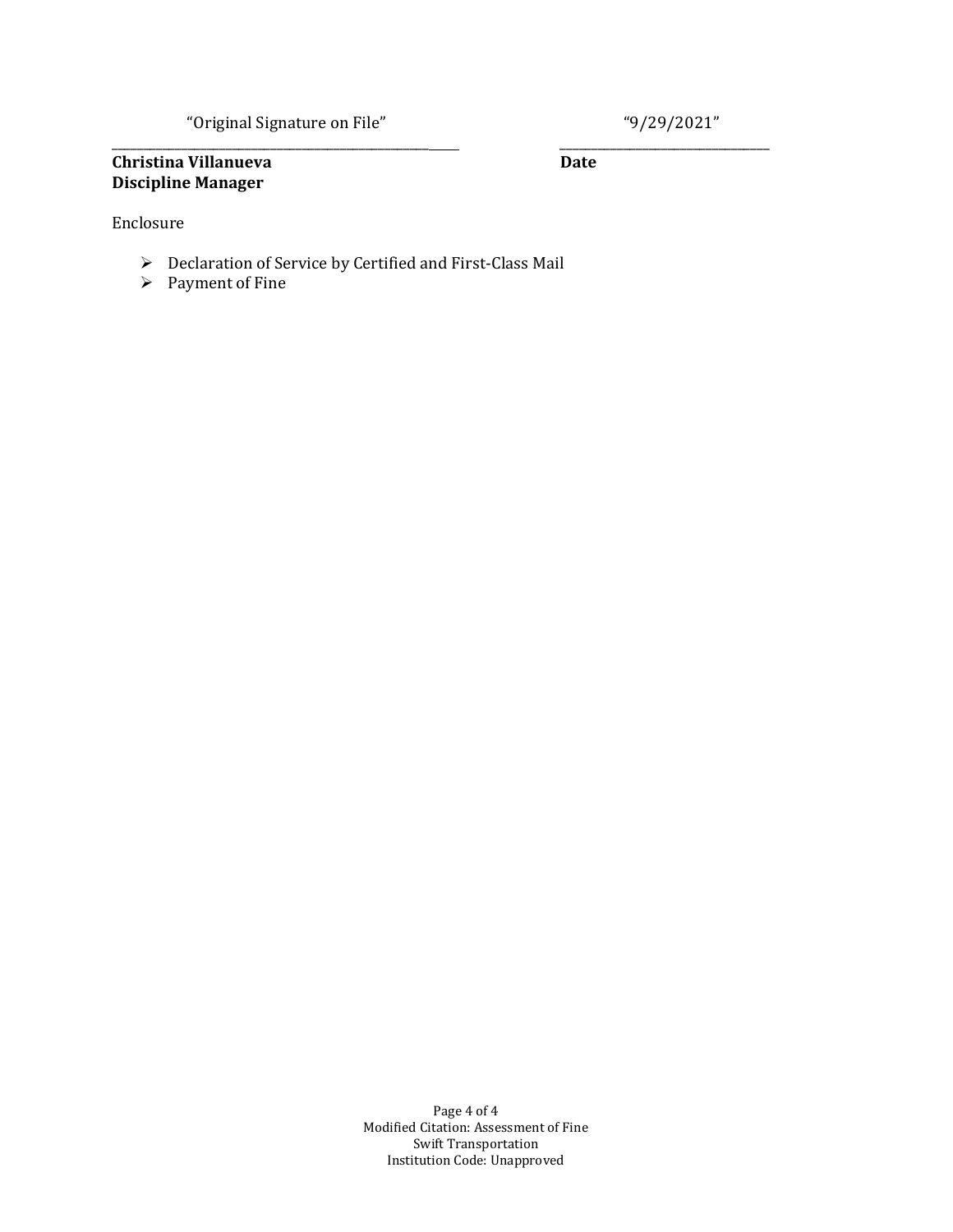"Original Signature on File" "9/29/2021"

**Christina Villanueva** **Date**
**Discipline Manager**

Enclosure

- Declaration of Service by Certified and First-Class Mail
- Payment of Fine